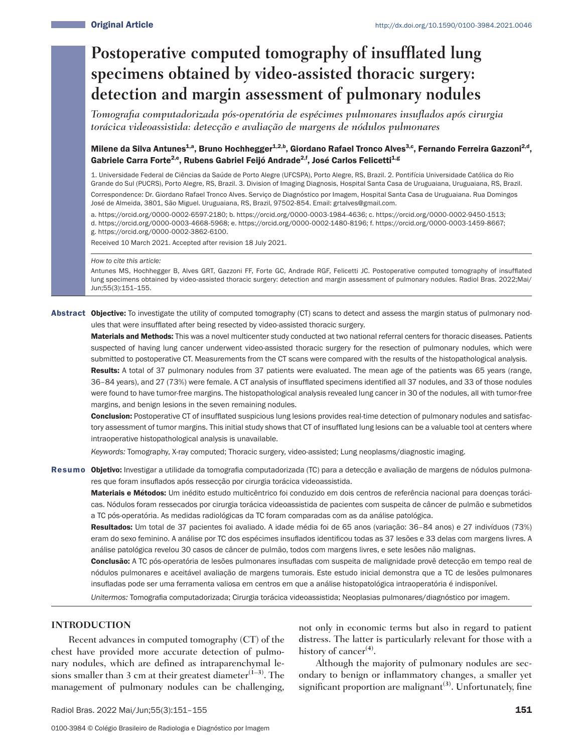Original Article

http://dx.doi.org/10.1590/0100-3984.2021.0046

# Postoperative computed tomography of insufflated lung specimens obtained by video-assisted thoracic surgery: detection and margin assessment of pulmonary nodules

*Tomografia computadorizada pós-operatória de espécimes pulmonares insuflados após cirurgia torácica videoassistida: detecção e avaliação de margens de nódulos pulmonares*

**Milene da Silva Antunes[1,a], Bruno Hochhegger[1,2,b], Giordano Rafael Tronco Alves[3,c], Fernando Ferreira Gazzoni[2,d], Gabriele Carra Forte[2,e], Rubens Gabriel Feijó Andrade[2,f], José Carlos Felicetti[1,g]**

1. Universidade Federal de Ciências da Saúde de Porto Alegre (UFCSPA), Porto Alegre, RS, Brazil. 2. Pontifícia Universidade Católica do Rio Grande do Sul (PUCRS), Porto Alegre, RS, Brazil. 3. Division of Imaging Diagnosis, Hospital Santa Casa de Uruguaiana, Uruguaiana, RS, Brazil.

Correspondence: Dr. Giordano Rafael Tronco Alves. Serviço de Diagnóstico por Imagem, Hospital Santa Casa de Uruguaiana. Rua Domingos José de Almeida, 3801, São Miguel. Uruguaiana, RS, Brazil, 97502-854. Email: grtalves@gmail.com.

a. https://orcid.org/0000-0002-6597-2180; b. https://orcid.org/0000-0003-1984-4636; c. https://orcid.org/0000-0002-9450-1513; d. https://orcid.org/0000-0003-4668-5968; e. https://orcid.org/0000-0002-1480-8196; f. https://orcid.org/0000-0003-1459-8667; g. https://orcid.org/0000-0002-3862-6100.

Received 10 March 2021. Accepted after revision 18 July 2021.

*How to cite this article:*

Antunes MS, Hochhegger B, Alves GRT, Gazzoni FF, Forte GC, Andrade RGF, Felicetti JC. Postoperative computed tomography of insufflated lung specimens obtained by video-assisted thoracic surgery: detection and margin assessment of pulmonary nodules. Radiol Bras. 2022;Mai/Jun;55(3):151–155.

**Abstract** **Objective:** To investigate the utility of computed tomography (CT) scans to detect and assess the margin status of pulmonary nodules that were insufflated after being resected by video-assisted thoracic surgery.

**Materials and Methods:** This was a novel multicenter study conducted at two national referral centers for thoracic diseases. Patients suspected of having lung cancer underwent video-assisted thoracic surgery for the resection of pulmonary nodules, which were submitted to postoperative CT. Measurements from the CT scans were compared with the results of the histopathological analysis.

**Results:** A total of 37 pulmonary nodules from 37 patients were evaluated. The mean age of the patients was 65 years (range, 36–84 years), and 27 (73%) were female. A CT analysis of insufflated specimens identified all 37 nodules, and 33 of those nodules were found to have tumor-free margins. The histopathological analysis revealed lung cancer in 30 of the nodules, all with tumor-free margins, and benign lesions in the seven remaining nodules.

**Conclusion:** Postoperative CT of insufflated suspicious lung lesions provides real-time detection of pulmonary nodules and satisfactory assessment of tumor margins. This initial study shows that CT of insufflated lung lesions can be a valuable tool at centers where intraoperative histopathological analysis is unavailable.

*Keywords:* Tomography, X-ray computed; Thoracic surgery, video-assisted; Lung neoplasms/diagnostic imaging.

**Resumo** **Objetivo:** Investigar a utilidade da tomografia computadorizada (TC) para a detecção e avaliação de margens de nódulos pulmonares que foram insuflados após ressecção por cirurgia torácica videoassistida.

**Materiais e Métodos:** Um inédito estudo multicêntrico foi conduzido em dois centros de referência nacional para doenças torácicas. Nódulos foram ressecados por cirurgia torácica videoassistida de pacientes com suspeita de câncer de pulmão e submetidos a TC pós-operatória. As medidas radiológicas da TC foram comparadas com as da análise patológica.

**Resultados:** Um total de 37 pacientes foi avaliado. A idade média foi de 65 anos (variação: 36–84 anos) e 27 indivíduos (73%) eram do sexo feminino. A análise por TC dos espécimes insuflados identificou todas as 37 lesões e 33 delas com margens livres. A análise patológica revelou 30 casos de câncer de pulmão, todos com margens livres, e sete lesões não malignas.

**Conclusão:** A TC pós-operatória de lesões pulmonares insufladas com suspeita de malignidade provê detecção em tempo real de nódulos pulmonares e aceitável avaliação de margens tumorais. Este estudo inicial demonstra que a TC de lesões pulmonares insufladas pode ser uma ferramenta valiosa em centros em que a análise histopatológica intraoperatória é indisponível.

*Unitermos:* Tomografia computadorizada; Cirurgia torácica videoassistida; Neoplasias pulmonares/diagnóstico por imagem.

## INTRODUCTION

Recent advances in computed tomography (CT) of the chest have provided more accurate detection of pulmonary nodules, which are defined as intraparenchymal lesions smaller than 3 cm at their greatest diameter[1–3]. The management of pulmonary nodules can be challenging, not only in economic terms but also in regard to patient distress. The latter is particularly relevant for those with a history of cancer[4].

Although the majority of pulmonary nodules are secondary to benign or inflammatory changes, a smaller yet significant proportion are malignant[3]. Unfortunately, fine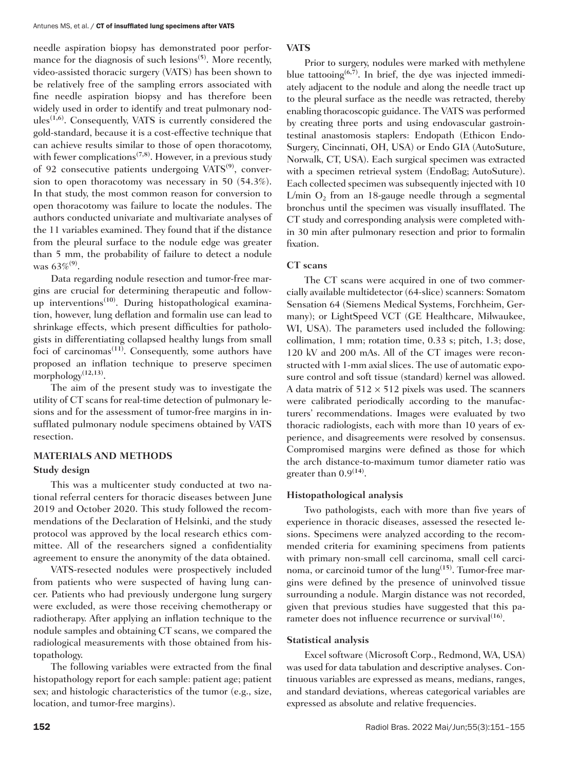needle aspiration biopsy has demonstrated poor performance for the diagnosis of such lesions[5]. More recently, video-assisted thoracic surgery (VATS) has been shown to be relatively free of the sampling errors associated with fine needle aspiration biopsy and has therefore been widely used in order to identify and treat pulmonary nodules[1,6]. Consequently, VATS is currently considered the gold-standard, because it is a cost-effective technique that can achieve results similar to those of open thoracotomy, with fewer complications[7,8]. However, in a previous study of 92 consecutive patients undergoing VATS[9], conversion to open thoracotomy was necessary in 50 (54.3%). In that study, the most common reason for conversion to open thoracotomy was failure to locate the nodules. The authors conducted univariate and multivariate analyses of the 11 variables examined. They found that if the distance from the pleural surface to the nodule edge was greater than 5 mm, the probability of failure to detect a nodule was 63%[9].

Data regarding nodule resection and tumor-free margins are crucial for determining therapeutic and follow-up interventions[10]. During histopathological examination, however, lung deflation and formalin use can lead to shrinkage effects, which present difficulties for pathologists in differentiating collapsed healthy lungs from small foci of carcinomas[11]. Consequently, some authors have proposed an inflation technique to preserve specimen morphology[12,13].

The aim of the present study was to investigate the utility of CT scans for real-time detection of pulmonary lesions and for the assessment of tumor-free margins in insufflated pulmonary nodule specimens obtained by VATS resection.

## MATERIALS AND METHODS

### Study design

This was a multicenter study conducted at two national referral centers for thoracic diseases between June 2019 and October 2020. This study followed the recommendations of the Declaration of Helsinki, and the study protocol was approved by the local research ethics committee. All of the researchers signed a confidentiality agreement to ensure the anonymity of the data obtained.

VATS-resected nodules were prospectively included from patients who were suspected of having lung cancer. Patients who had previously undergone lung surgery were excluded, as were those receiving chemotherapy or radiotherapy. After applying an inflation technique to the nodule samples and obtaining CT scans, we compared the radiological measurements with those obtained from histopathology.

The following variables were extracted from the final histopathology report for each sample: patient age; patient sex; and histologic characteristics of the tumor (e.g., size, location, and tumor-free margins).

### VATS

Prior to surgery, nodules were marked with methylene blue tattooing[6,7]. In brief, the dye was injected immediately adjacent to the nodule and along the needle tract up to the pleural surface as the needle was retracted, thereby enabling thoracoscopic guidance. The VATS was performed by creating three ports and using endovascular gastrointestinal anastomosis staplers: Endopath (Ethicon Endo-Surgery, Cincinnati, OH, USA) or Endo GIA (AutoSuture, Norwalk, CT, USA). Each surgical specimen was extracted with a specimen retrieval system (EndoBag; AutoSuture). Each collected specimen was subsequently injected with 10 L/min $O_2$ from an 18-gauge needle through a segmental bronchus until the specimen was visually insufflated. The CT study and corresponding analysis were completed within 30 min after pulmonary resection and prior to formalin fixation.

### CT scans

The CT scans were acquired in one of two commercially available multidetector (64-slice) scanners: Somatom Sensation 64 (Siemens Medical Systems, Forchheim, Germany); or LightSpeed VCT (GE Healthcare, Milwaukee, WI, USA). The parameters used included the following: collimation, 1 mm; rotation time, 0.33 s; pitch, 1.3; dose, 120 kV and 200 mAs. All of the CT images were reconstructed with 1-mm axial slices. The use of automatic exposure control and soft tissue (standard) kernel was allowed. A data matrix of $512 \times 512$ pixels was used. The scanners were calibrated periodically according to the manufacturers' recommendations. Images were evaluated by two thoracic radiologists, each with more than 10 years of experience, and disagreements were resolved by consensus. Compromised margins were defined as those for which the arch distance-to-maximum tumor diameter ratio was greater than 0.9[14].

### Histopathological analysis

Two pathologists, each with more than five years of experience in thoracic diseases, assessed the resected lesions. Specimens were analyzed according to the recommended criteria for examining specimens from patients with primary non-small cell carcinoma, small cell carcinoma, or carcinoid tumor of the lung[15]. Tumor-free margins were defined by the presence of uninvolved tissue surrounding a nodule. Margin distance was not recorded, given that previous studies have suggested that this parameter does not influence recurrence or survival[16].

### Statistical analysis

Excel software (Microsoft Corp., Redmond, WA, USA) was used for data tabulation and descriptive analyses. Continuous variables are expressed as means, medians, ranges, and standard deviations, whereas categorical variables are expressed as absolute and relative frequencies.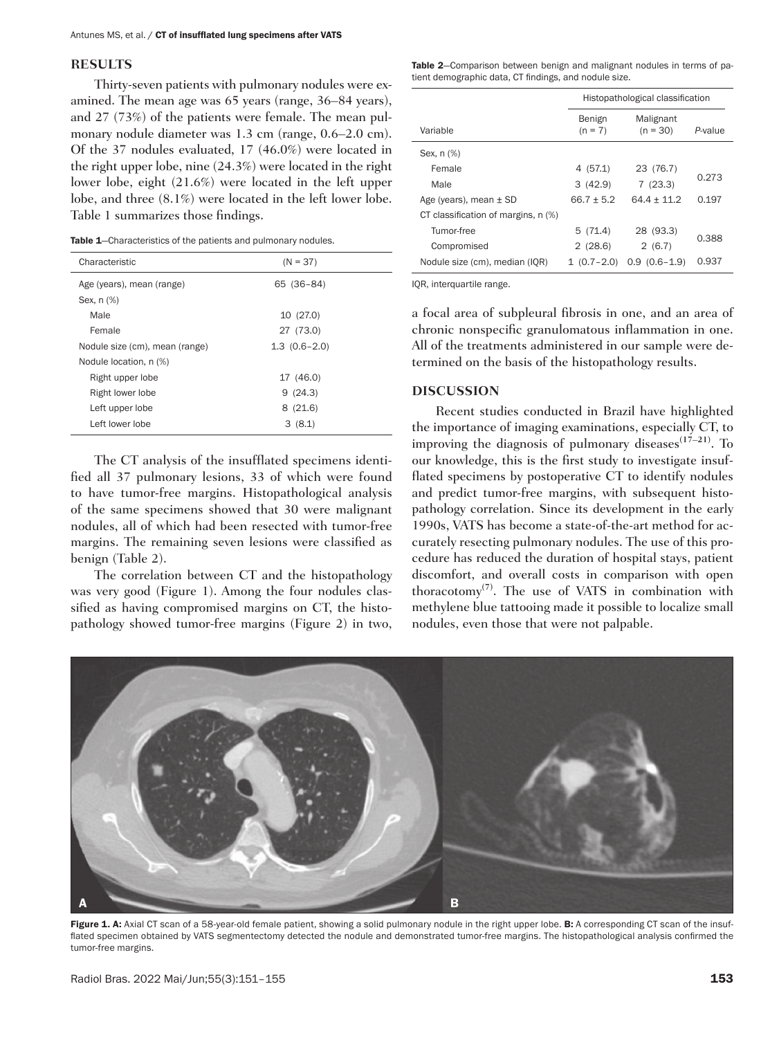## RESULTS

Thirty-seven patients with pulmonary nodules were examined. The mean age was 65 years (range, 36–84 years), and 27 (73%) of the patients were female. The mean pulmonary nodule diameter was 1.3 cm (range, 0.6–2.0 cm). Of the 37 nodules evaluated, 17 (46.0%) were located in the right upper lobe, nine (24.3%) were located in the right lower lobe, eight (21.6%) were located in the left upper lobe, and three (8.1%) were located in the left lower lobe. Table 1 summarizes those findings.

**Table 1**—Characteristics of the patients and pulmonary nodules.

| Characteristic | (N = 37) |
|---|---|
| Age (years), mean (range) | 65 (36–84) |
| Sex, n (%) | |
| Male | 10 (27.0) |
| Female | 27 (73.0) |
| Nodule size (cm), mean (range) | 1.3 (0.6–2.0) |
| Nodule location, n (%) | |
| Right upper lobe | 17 (46.0) |
| Right lower lobe | 9 (24.3) |
| Left upper lobe | 8 (21.6) |
| Left lower lobe | 3 (8.1) |

The CT analysis of the insufflated specimens identified all 37 pulmonary lesions, 33 of which were found to have tumor-free margins. Histopathological analysis of the same specimens showed that 30 were malignant nodules, all of which had been resected with tumor-free margins. The remaining seven lesions were classified as benign (Table 2).

The correlation between CT and the histopathology was very good (Figure 1). Among the four nodules classified as having compromised margins on CT, the histopathology showed tumor-free margins (Figure 2) in two, a focal area of subpleural fibrosis in one, and an area of chronic nonspecific granulomatous inflammation in one. All of the treatments administered in our sample were determined on the basis of the histopathology results.

**Table 2**—Comparison between benign and malignant nodules in terms of patient demographic data, CT findings, and nodule size.

| | Histopathological classification | | |
|---|---|---|---|
| Variable | Benign (n = 7) | Malignant (n = 30) | *P*-value |
| Sex, n (%) | | | |
| Female | 4 (57.1) | 23 (76.7) | 0.273 |
| Male | 3 (42.9) | 7 (23.3) | |
| Age (years), mean ± SD | 66.7 ± 5.2 | 64.4 ± 11.2 | 0.197 |
| CT classification of margins, n (%) | | | |
| Tumor-free | 5 (71.4) | 28 (93.3) | 0.388 |
| Compromised | 2 (28.6) | 2 (6.7) | |
| Nodule size (cm), median (IQR) | 1 (0.7–2.0) | 0.9 (0.6–1.9) | 0.937 |

IQR, interquartile range.

## DISCUSSION

Recent studies conducted in Brazil have highlighted the importance of imaging examinations, especially CT, to improving the diagnosis of pulmonary diseases[17–21]. To our knowledge, this is the first study to investigate insufflated specimens by postoperative CT to identify nodules and predict tumor-free margins, with subsequent histopathology correlation. Since its development in the early 1990s, VATS has become a state-of-the-art method for accurately resecting pulmonary nodules. The use of this procedure has reduced the duration of hospital stays, patient discomfort, and overall costs in comparison with open thoracotomy[7]. The use of VATS in combination with methylene blue tattooing made it possible to localize small nodules, even those that were not palpable.

**Figure 1. A:** Axial CT scan of a 58-year-old female patient, showing a solid pulmonary nodule in the right upper lobe. **B:** A corresponding CT scan of the insufflated specimen obtained by VATS segmentectomy detected the nodule and demonstrated tumor-free margins. The histopathological analysis confirmed the tumor-free margins.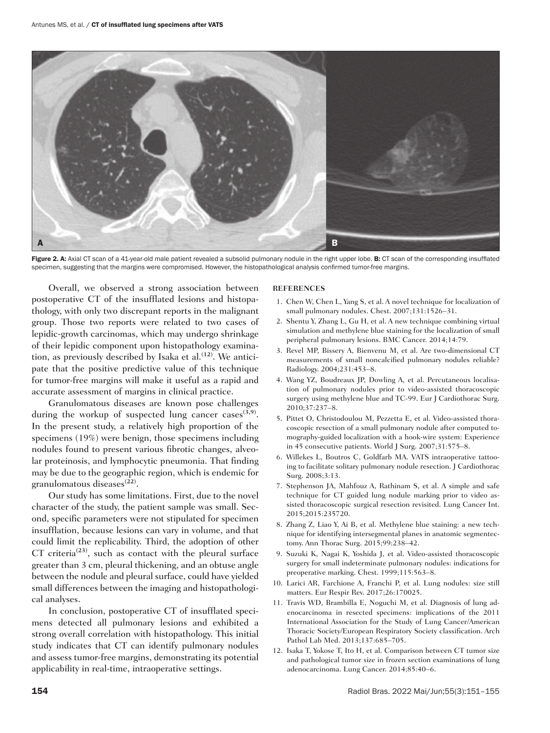Figure 2. A: Axial CT scan of a 41-year-old male patient revealed a subsolid pulmonary nodule in the right upper lobe. B: CT scan of the corresponding insufflated specimen, suggesting that the margins were compromised. However, the histopathological analysis confirmed tumor-free margins.

Overall, we observed a strong association between postoperative CT of the insufflated lesions and histopathology, with only two discrepant reports in the malignant group. Those two reports were related to two cases of lepidic-growth carcinomas, which may undergo shrinkage of their lepidic component upon histopathology examination, as previously described by Isaka et al.[12]. We anticipate that the positive predictive value of this technique for tumor-free margins will make it useful as a rapid and accurate assessment of margins in clinical practice.

Granulomatous diseases are known pose challenges during the workup of suspected lung cancer cases[3,9]. In the present study, a relatively high proportion of the specimens (19%) were benign, those specimens including nodules found to present various fibrotic changes, alveolar proteinosis, and lymphocytic pneumonia. That finding may be due to the geographic region, which is endemic for granulomatous diseases[22].

Our study has some limitations. First, due to the novel character of the study, the patient sample was small. Second, specific parameters were not stipulated for specimen insufflation, because lesions can vary in volume, and that could limit the replicability. Third, the adoption of other CT criteria[23], such as contact with the pleural surface greater than 3 cm, pleural thickening, and an obtuse angle between the nodule and pleural surface, could have yielded small differences between the imaging and histopathological analyses.

In conclusion, postoperative CT of insufflated specimens detected all pulmonary lesions and exhibited a strong overall correlation with histopathology. This initial study indicates that CT can identify pulmonary nodules and assess tumor-free margins, demonstrating its potential applicability in real-time, intraoperative settings.

## REFERENCES

1. Chen W, Chen L, Yang S, et al. A novel technique for localization of small pulmonary nodules. Chest. 2007;131:1526–31.
2. Shentu Y, Zhang L, Gu H, et al. A new technique combining virtual simulation and methylene blue staining for the localization of small peripheral pulmonary lesions. BMC Cancer. 2014;14:79.
3. Revel MP, Bissery A, Bienvenu M, et al. Are two-dimensional CT measurements of small noncalcified pulmonary nodules reliable? Radiology. 2004;231:453–8.
4. Wang YZ, Boudreaux JP, Dowling A, et al. Percutaneous localisation of pulmonary nodules prior to video-assisted thoracoscopic surgery using methylene blue and TC-99. Eur J Cardiothorac Surg. 2010;37:237–8.
5. Pittet O, Christodoulou M, Pezzetta E, et al. Video-assisted thoracoscopic resection of a small pulmonary nodule after computed tomography-guided localization with a hook-wire system: Experience in 45 consecutive patients. World J Surg. 2007;31:575–8.
6. Willekes L, Boutros C, Goldfarb MA. VATS intraoperative tattooing to facilitate solitary pulmonary nodule resection. J Cardiothorac Surg. 2008;3:13.
7. Stephenson JA, Mahfouz A, Rathinam S, et al. A simple and safe technique for CT guided lung nodule marking prior to video assisted thoracoscopic surgical resection revisited. Lung Cancer Int. 2015;2015:235720.
8. Zhang Z, Liao Y, Ai B, et al. Methylene blue staining: a new technique for identifying intersegmental planes in anatomic segmentectomy. Ann Thorac Surg. 2015;99:238–42.
9. Suzuki K, Nagai K, Yoshida J, et al. Video-assisted thoracoscopic surgery for small indeterminate pulmonary nodules: indications for preoperative marking. Chest. 1999;115:563–8.
10. Larici AR, Farchione A, Franchi P, et al. Lung nodules: size still matters. Eur Respir Rev. 2017;26:170025.
11. Travis WD, Brambilla E, Noguchi M, et al. Diagnosis of lung adenocarcinoma in resected specimens: implications of the 2011 International Association for the Study of Lung Cancer/American Thoracic Society/European Respiratory Society classification. Arch Pathol Lab Med. 2013;137:685–705.
12. Isaka T, Yokose T, Ito H, et al. Comparison between CT tumor size and pathological tumor size in frozen section examinations of lung adenocarcinoma. Lung Cancer. 2014;85:40–6.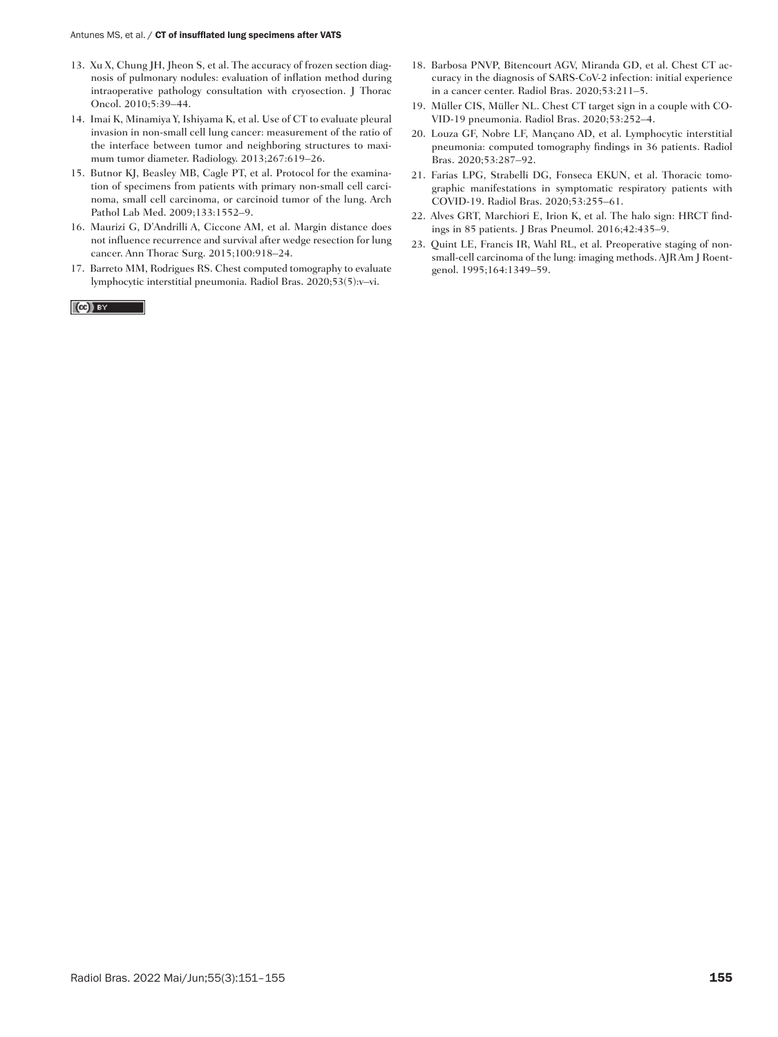13. Xu X, Chung JH, Jheon S, et al. The accuracy of frozen section diagnosis of pulmonary nodules: evaluation of inflation method during intraoperative pathology consultation with cryosection. J Thorac Oncol. 2010;5:39–44.
14. Imai K, Minamiya Y, Ishiyama K, et al. Use of CT to evaluate pleural invasion in non-small cell lung cancer: measurement of the ratio of the interface between tumor and neighboring structures to maximum tumor diameter. Radiology. 2013;267:619–26.
15. Butnor KJ, Beasley MB, Cagle PT, et al. Protocol for the examination of specimens from patients with primary non-small cell carcinoma, small cell carcinoma, or carcinoid tumor of the lung. Arch Pathol Lab Med. 2009;133:1552–9.
16. Maurizi G, D'Andrilli A, Ciccone AM, et al. Margin distance does not influence recurrence and survival after wedge resection for lung cancer. Ann Thorac Surg. 2015;100:918–24.
17. Barreto MM, Rodrigues RS. Chest computed tomography to evaluate lymphocytic interstitial pneumonia. Radiol Bras. 2020;53(5):v–vi.
18. Barbosa PNVP, Bitencourt AGV, Miranda GD, et al. Chest CT accuracy in the diagnosis of SARS-CoV-2 infection: initial experience in a cancer center. Radiol Bras. 2020;53:211–5.
19. Müller CIS, Müller NL. Chest CT target sign in a couple with COVID-19 pneumonia. Radiol Bras. 2020;53:252–4.
20. Louza GF, Nobre LF, Mançano AD, et al. Lymphocytic interstitial pneumonia: computed tomography findings in 36 patients. Radiol Bras. 2020;53:287–92.
21. Farias LPG, Strabelli DG, Fonseca EKUN, et al. Thoracic tomographic manifestations in symptomatic respiratory patients with COVID-19. Radiol Bras. 2020;53:255–61.
22. Alves GRT, Marchiori E, Irion K, et al. The halo sign: HRCT findings in 85 patients. J Bras Pneumol. 2016;42:435–9.
23. Quint LE, Francis IR, Wahl RL, et al. Preoperative staging of non-small-cell carcinoma of the lung: imaging methods. AJR Am J Roentgenol. 1995;164:1349–59.